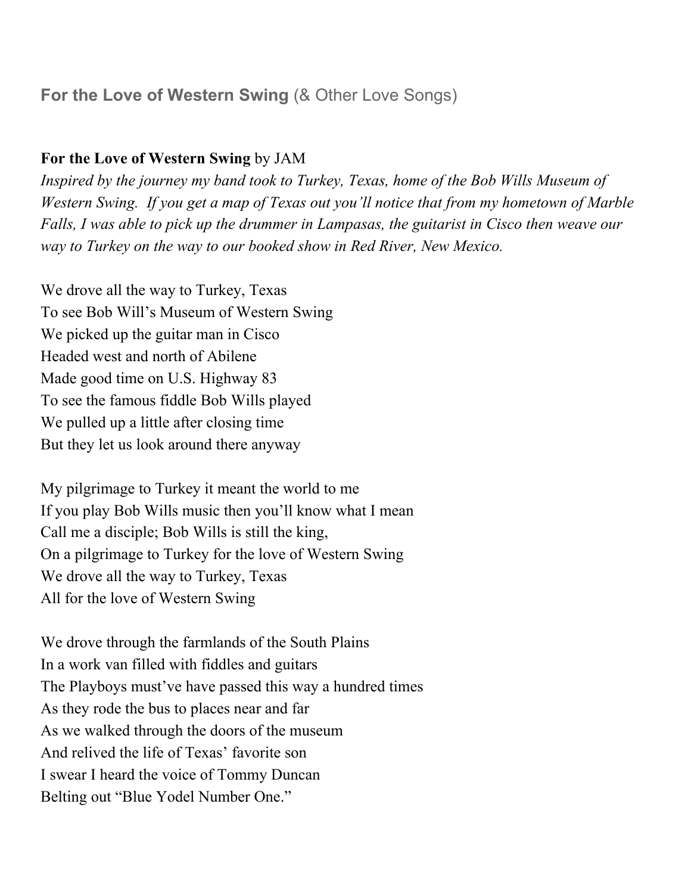## **For the Love of Western Swing** (& Other Love Songs)

**For the Love of Western Swing** by JAM

*Inspired by the journey my band took to Turkey, Texas, home of the Bob Wills Museum of Western Swing. If you get a map of Texas out you'll notice that from my hometown of Marble Falls, I was able to pick up the drummer in Lampasas, the guitarist in Cisco then weave our way to Turkey on the way to our booked show in Red River, New Mexico.*

We drove all the way to Turkey, Texas
To see Bob Will's Museum of Western Swing
We picked up the guitar man in Cisco
Headed west and north of Abilene
Made good time on U.S. Highway 83
To see the famous fiddle Bob Wills played
We pulled up a little after closing time
But they let us look around there anyway

My pilgrimage to Turkey it meant the world to me
If you play Bob Wills music then you'll know what I mean
Call me a disciple; Bob Wills is still the king,
On a pilgrimage to Turkey for the love of Western Swing
We drove all the way to Turkey, Texas
All for the love of Western Swing

We drove through the farmlands of the South Plains
In a work van filled with fiddles and guitars
The Playboys must've have passed this way a hundred times
As they rode the bus to places near and far
As we walked through the doors of the museum
And relived the life of Texas' favorite son
I swear I heard the voice of Tommy Duncan
Belting out "Blue Yodel Number One."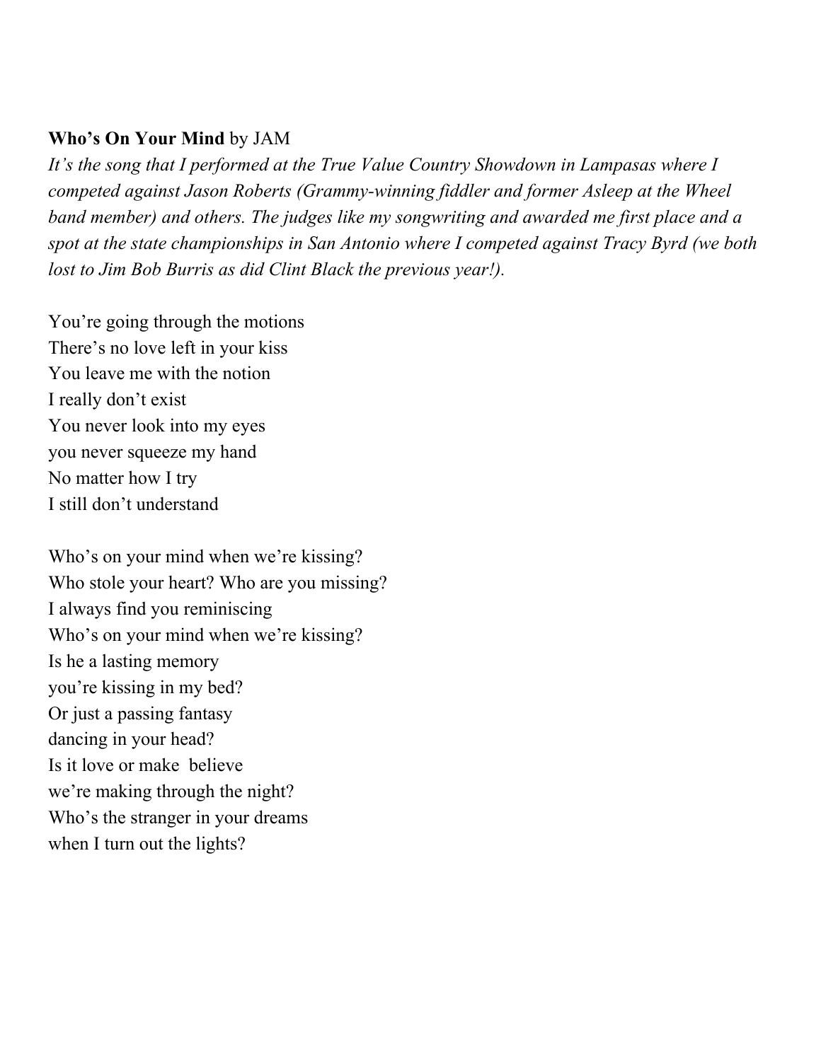**Who's On Your Mind** by JAM

*It's the song that I performed at the True Value Country Showdown in Lampasas where I competed against Jason Roberts (Grammy-winning fiddler and former Asleep at the Wheel band member) and others. The judges like my songwriting and awarded me first place and a spot at the state championships in San Antonio where I competed against Tracy Byrd (we both lost to Jim Bob Burris as did Clint Black the previous year!).*

You're going through the motions  
There's no love left in your kiss  
You leave me with the notion  
I really don't exist  
You never look into my eyes  
you never squeeze my hand  
No matter how I try  
I still don't understand

Who's on your mind when we're kissing?  
Who stole your heart? Who are you missing?  
I always find you reminiscing  
Who's on your mind when we're kissing?  
Is he a lasting memory  
you're kissing in my bed?  
Or just a passing fantasy  
dancing in your head?  
Is it love or make believe  
we're making through the night?  
Who's the stranger in your dreams  
when I turn out the lights?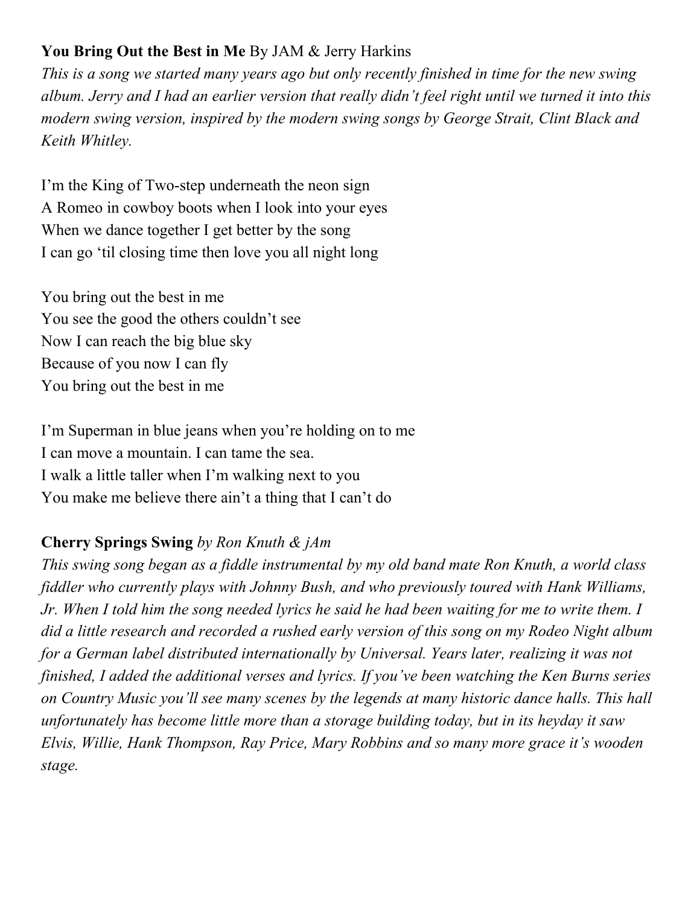**You Bring Out the Best in Me** By JAM & Jerry Harkins

*This is a song we started many years ago but only recently finished in time for the new swing album. Jerry and I had an earlier version that really didn't feel right until we turned it into this modern swing version, inspired by the modern swing songs by George Strait, Clint Black and Keith Whitley.*

I'm the King of Two-step underneath the neon sign
A Romeo in cowboy boots when I look into your eyes
When we dance together I get better by the song
I can go 'til closing time then love you all night long

You bring out the best in me
You see the good the others couldn't see
Now I can reach the big blue sky
Because of you now I can fly
You bring out the best in me

I'm Superman in blue jeans when you're holding on to me
I can move a mountain. I can tame the sea.
I walk a little taller when I'm walking next to you
You make me believe there ain't a thing that I can't do

**Cherry Springs Swing** *by Ron Knuth & jAm*

*This swing song began as a fiddle instrumental by my old band mate Ron Knuth, a world class fiddler who currently plays with Johnny Bush, and who previously toured with Hank Williams, Jr. When I told him the song needed lyrics he said he had been waiting for me to write them. I did a little research and recorded a rushed early version of this song on my Rodeo Night album for a German label distributed internationally by Universal. Years later, realizing it was not finished, I added the additional verses and lyrics. If you've been watching the Ken Burns series on Country Music you'll see many scenes by the legends at many historic dance halls. This hall unfortunately has become little more than a storage building today, but in its heyday it saw Elvis, Willie, Hank Thompson, Ray Price, Mary Robbins and so many more grace it's wooden stage.*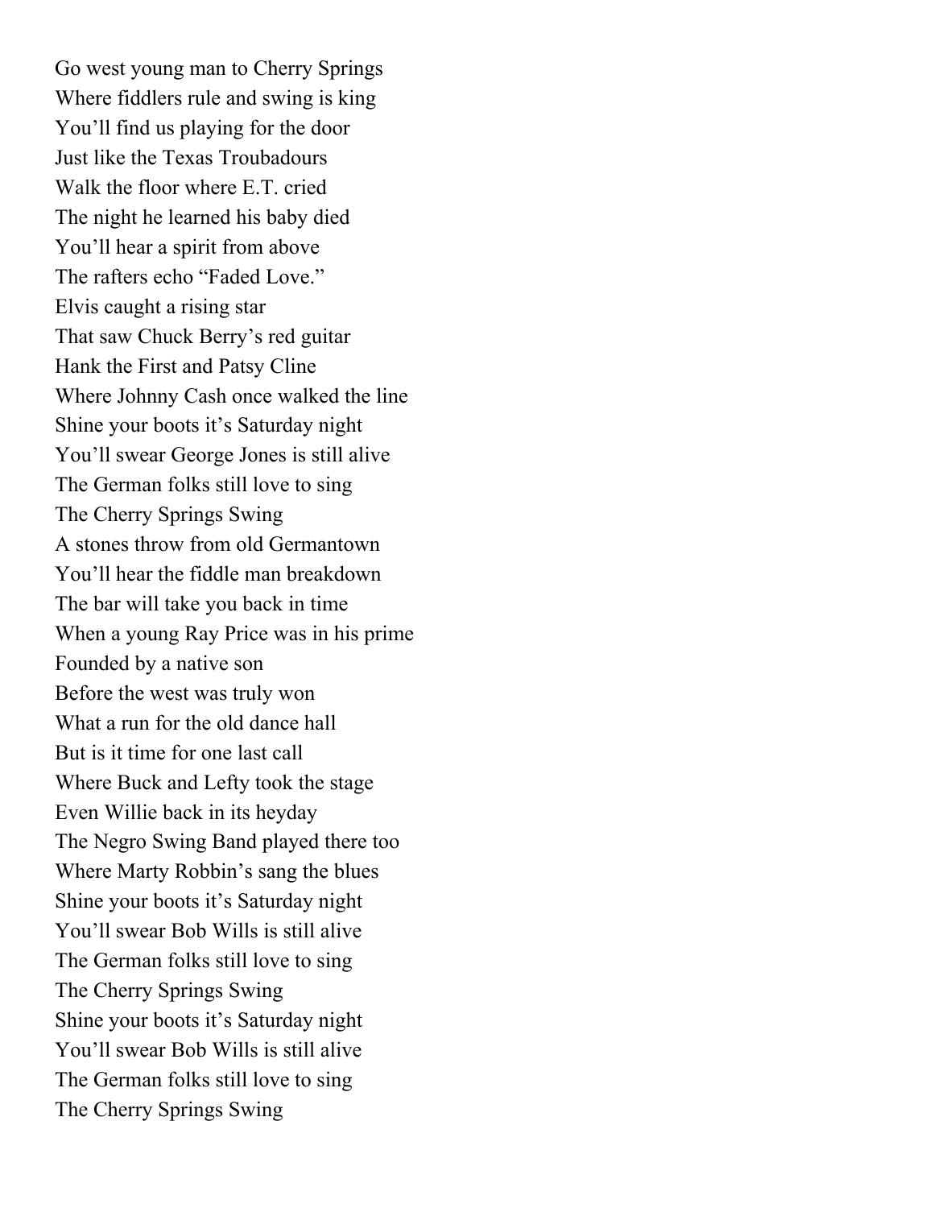Go west young man to Cherry Springs
Where fiddlers rule and swing is king
You'll find us playing for the door
Just like the Texas Troubadours
Walk the floor where E.T. cried
The night he learned his baby died
You'll hear a spirit from above
The rafters echo "Faded Love."
Elvis caught a rising star
That saw Chuck Berry's red guitar
Hank the First and Patsy Cline
Where Johnny Cash once walked the line
Shine your boots it's Saturday night
You'll swear George Jones is still alive
The German folks still love to sing
The Cherry Springs Swing
A stones throw from old Germantown
You'll hear the fiddle man breakdown
The bar will take you back in time
When a young Ray Price was in his prime
Founded by a native son
Before the west was truly won
What a run for the old dance hall
But is it time for one last call
Where Buck and Lefty took the stage
Even Willie back in its heyday
The Negro Swing Band played there too
Where Marty Robbin's sang the blues
Shine your boots it's Saturday night
You'll swear Bob Wills is still alive
The German folks still love to sing
The Cherry Springs Swing
Shine your boots it's Saturday night
You'll swear Bob Wills is still alive
The German folks still love to sing
The Cherry Springs Swing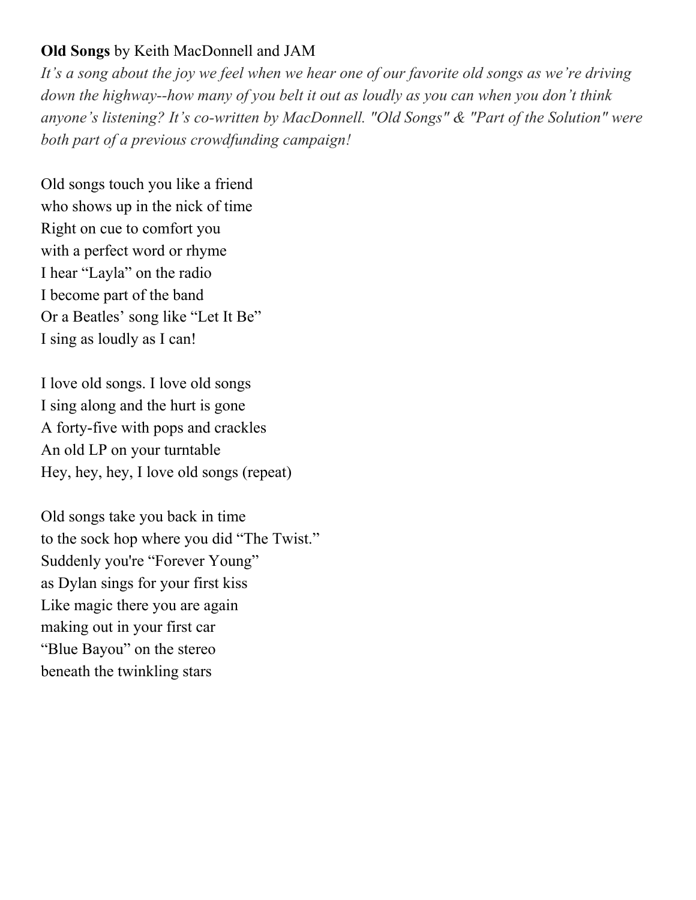**Old Songs** by Keith MacDonnell and JAM

*It's a song about the joy we feel when we hear one of our favorite old songs as we're driving down the highway--how many of you belt it out as loudly as you can when you don't think anyone's listening? It's co-written by MacDonnell. "Old Songs" & "Part of the Solution" were both part of a previous crowdfunding campaign!*

Old songs touch you like a friend  
who shows up in the nick of time  
Right on cue to comfort you  
with a perfect word or rhyme  
I hear "Layla" on the radio  
I become part of the band  
Or a Beatles' song like "Let It Be"  
I sing as loudly as I can!

I love old songs. I love old songs  
I sing along and the hurt is gone  
A forty-five with pops and crackles  
An old LP on your turntable  
Hey, hey, hey, I love old songs (repeat)

Old songs take you back in time  
to the sock hop where you did "The Twist."  
Suddenly you're "Forever Young"  
as Dylan sings for your first kiss  
Like magic there you are again  
making out in your first car  
"Blue Bayou" on the stereo  
beneath the twinkling stars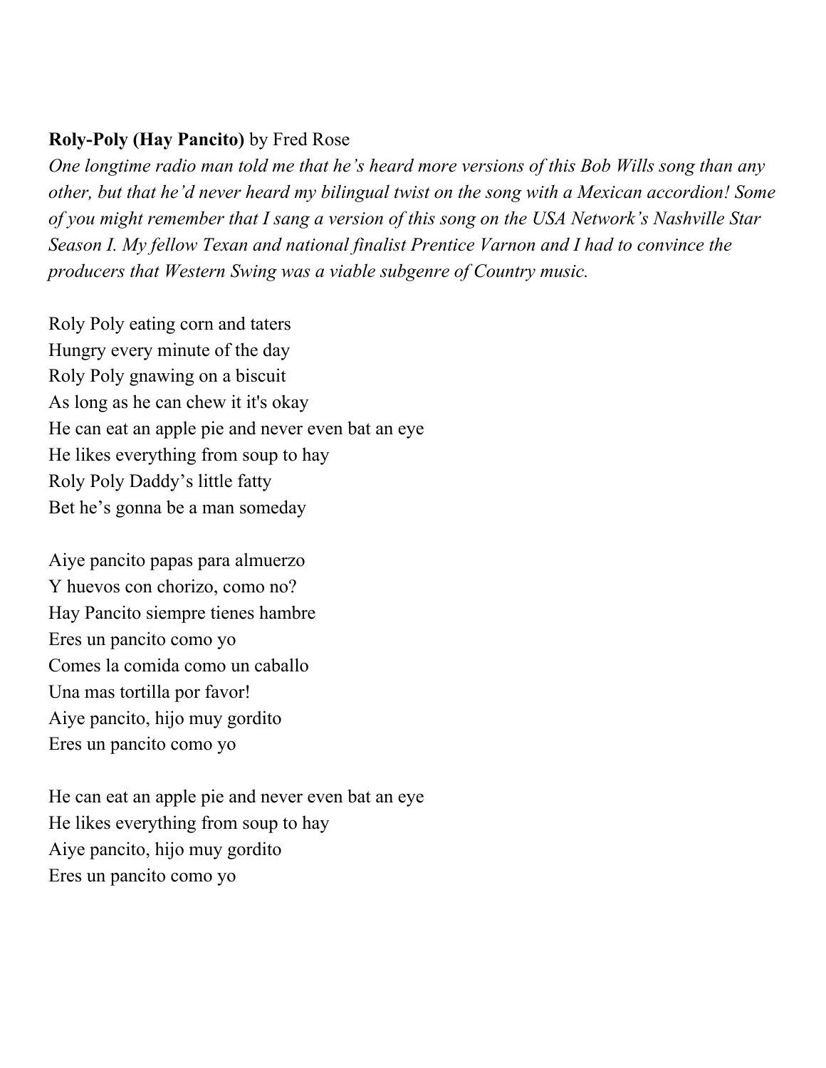**Roly-Poly (Hay Pancito)** by Fred Rose

*One longtime radio man told me that he's heard more versions of this Bob Wills song than any other, but that he'd never heard my bilingual twist on the song with a Mexican accordion! Some of you might remember that I sang a version of this song on the USA Network's Nashville Star Season I. My fellow Texan and national finalist Prentice Varnon and I had to convince the producers that Western Swing was a viable subgenre of Country music.*

Roly Poly eating corn and taters
Hungry every minute of the day
Roly Poly gnawing on a biscuit
As long as he can chew it it's okay
He can eat an apple pie and never even bat an eye
He likes everything from soup to hay
Roly Poly Daddy's little fatty
Bet he's gonna be a man someday

Aiye pancito papas para almuerzo
Y huevos con chorizo, como no?
Hay Pancito siempre tienes hambre
Eres un pancito como yo
Comes la comida como un caballo
Una mas tortilla por favor!
Aiye pancito, hijo muy gordito
Eres un pancito como yo

He can eat an apple pie and never even bat an eye
He likes everything from soup to hay
Aiye pancito, hijo muy gordito
Eres un pancito como yo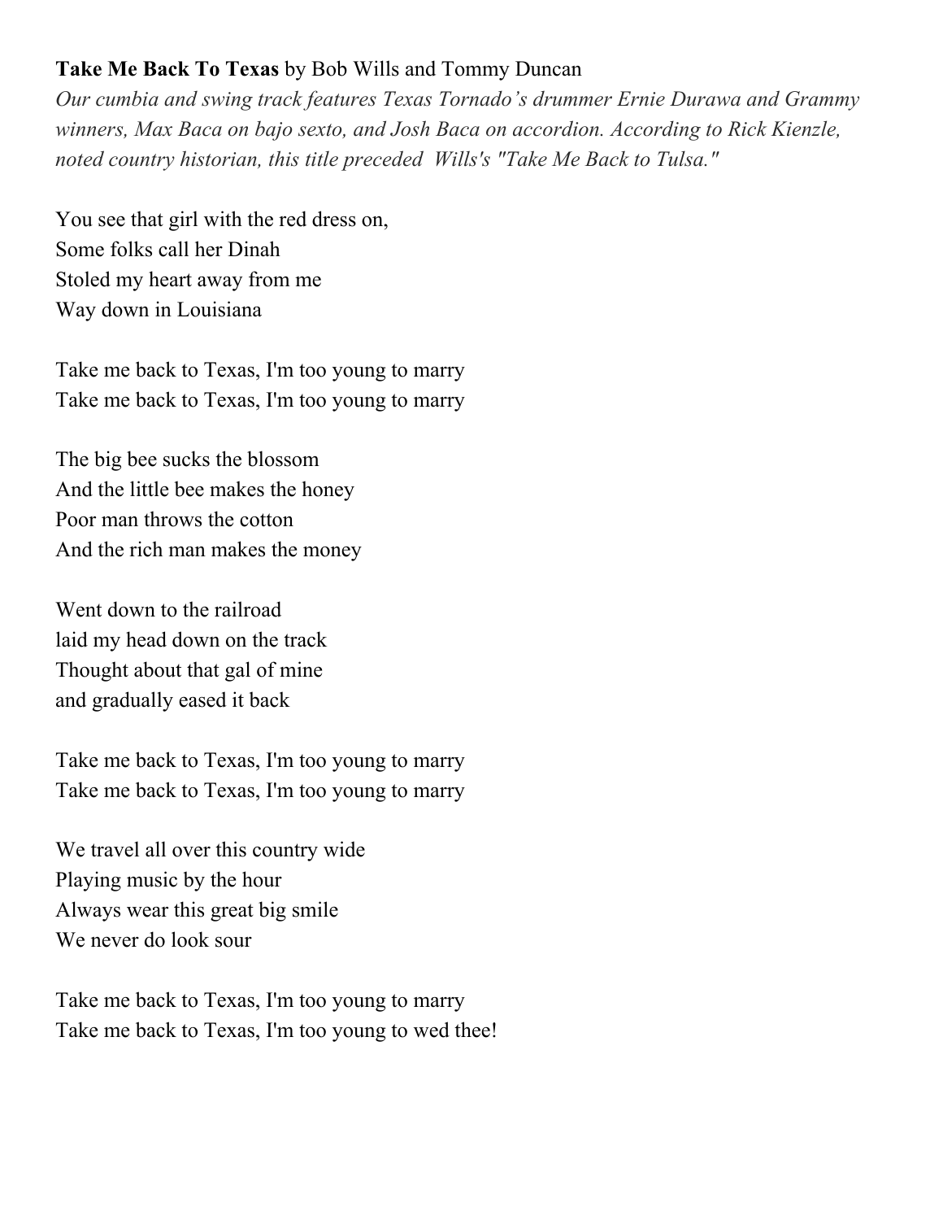**Take Me Back To Texas** by Bob Wills and Tommy Duncan

*Our cumbia and swing track features Texas Tornado's drummer Ernie Durawa and Grammy winners, Max Baca on bajo sexto, and Josh Baca on accordion. According to Rick Kienzle, noted country historian, this title preceded Wills's "Take Me Back to Tulsa."*

You see that girl with the red dress on,
Some folks call her Dinah
Stoled my heart away from me
Way down in Louisiana

Take me back to Texas, I'm too young to marry
Take me back to Texas, I'm too young to marry

The big bee sucks the blossom
And the little bee makes the honey
Poor man throws the cotton
And the rich man makes the money

Went down to the railroad
laid my head down on the track
Thought about that gal of mine
and gradually eased it back

Take me back to Texas, I'm too young to marry
Take me back to Texas, I'm too young to marry

We travel all over this country wide
Playing music by the hour
Always wear this great big smile
We never do look sour

Take me back to Texas, I'm too young to marry
Take me back to Texas, I'm too young to wed thee!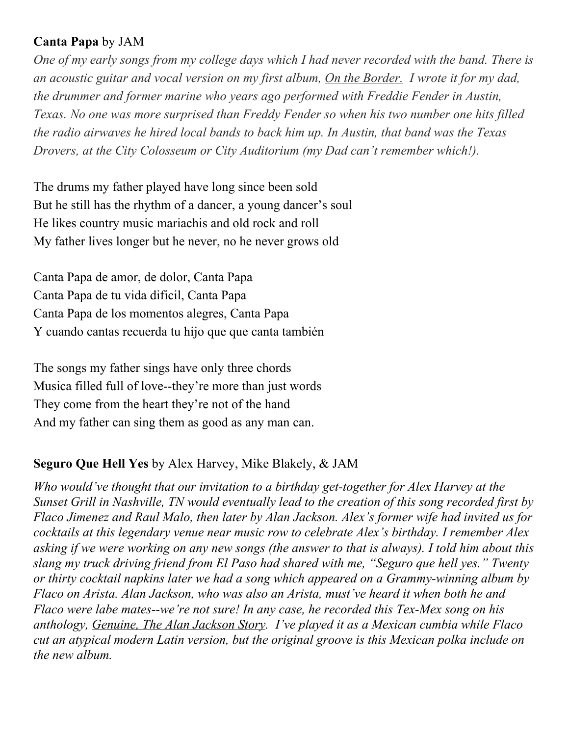**Canta Papa** by JAM

*One of my early songs from my college days which I had never recorded with the band. There is an acoustic guitar and vocal version on my first album, On the Border. I wrote it for my dad, the drummer and former marine who years ago performed with Freddie Fender in Austin, Texas. No one was more surprised than Freddy Fender so when his two number one hits filled the radio airwaves he hired local bands to back him up. In Austin, that band was the Texas Drovers, at the City Colosseum or City Auditorium (my Dad can't remember which!).*

The drums my father played have long since been sold
But he still has the rhythm of a dancer, a young dancer's soul
He likes country music mariachis and old rock and roll
My father lives longer but he never, no he never grows old

Canta Papa de amor, de dolor, Canta Papa
Canta Papa de tu vida dificil, Canta Papa
Canta Papa de los momentos alegres, Canta Papa
Y cuando cantas recuerda tu hijo que que canta también

The songs my father sings have only three chords
Musica filled full of love--they're more than just words
They come from the heart they're not of the hand
And my father can sing them as good as any man can.

**Seguro Que Hell Yes** by Alex Harvey, Mike Blakely, & JAM

*Who would've thought that our invitation to a birthday get-together for Alex Harvey at the Sunset Grill in Nashville, TN would eventually lead to the creation of this song recorded first by Flaco Jimenez and Raul Malo, then later by Alan Jackson. Alex's former wife had invited us for cocktails at this legendary venue near music row to celebrate Alex's birthday. I remember Alex asking if we were working on any new songs (the answer to that is always). I told him about this slang my truck driving friend from El Paso had shared with me, "Seguro que hell yes." Twenty or thirty cocktail napkins later we had a song which appeared on a Grammy-winning album by Flaco on Arista. Alan Jackson, who was also an Arista, must've heard it when both he and Flaco were labe mates--we're not sure! In any case, he recorded this Tex-Mex song on his anthology, Genuine, The Alan Jackson Story. I've played it as a Mexican cumbia while Flaco cut an atypical modern Latin version, but the original groove is this Mexican polka include on the new album.*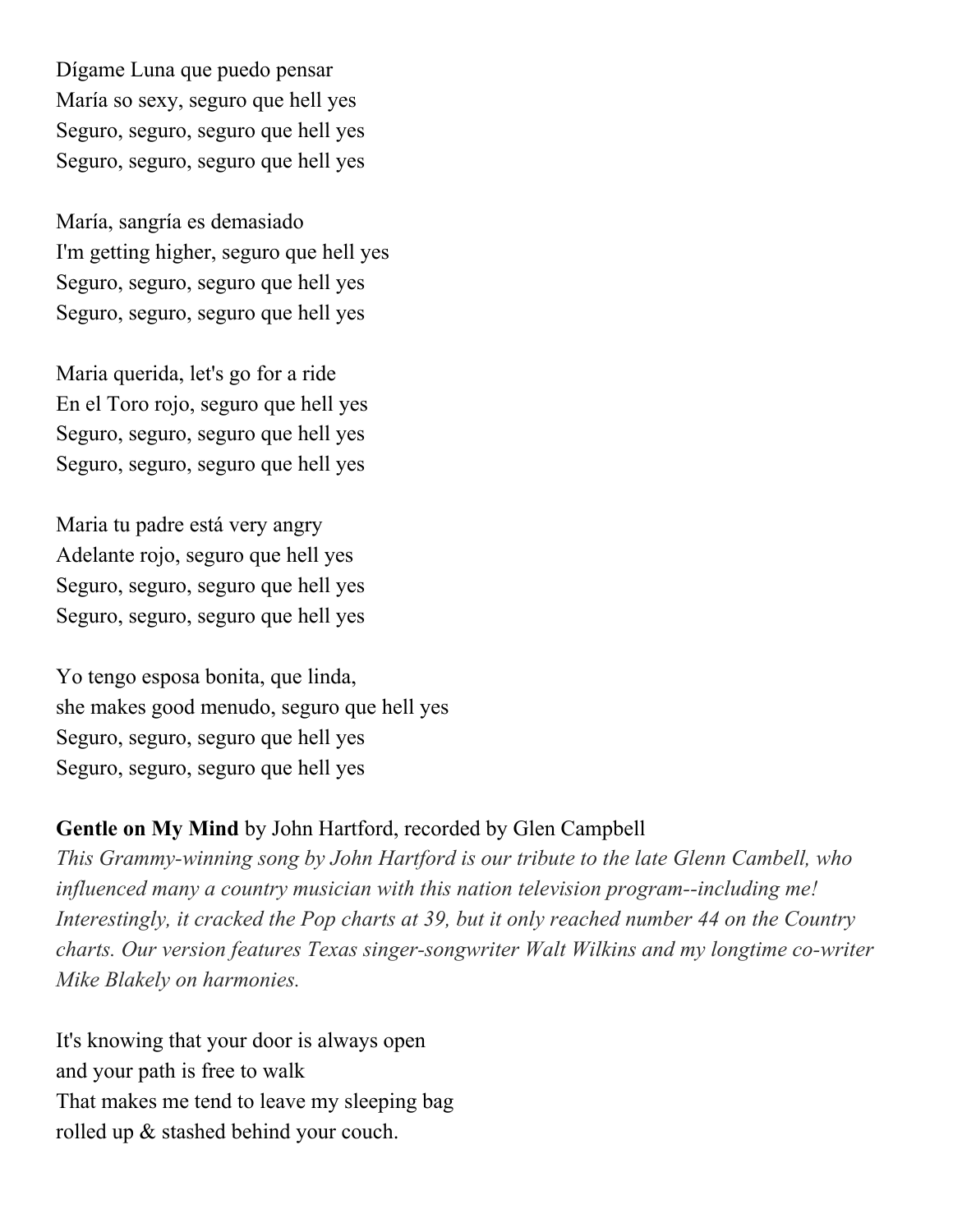Dígame Luna que puedo pensar  
María so sexy, seguro que hell yes  
Seguro, seguro, seguro que hell yes  
Seguro, seguro, seguro que hell yes

María, sangría es demasiado  
I'm getting higher, seguro que hell yes  
Seguro, seguro, seguro que hell yes  
Seguro, seguro, seguro que hell yes

Maria querida, let's go for a ride  
En el Toro rojo, seguro que hell yes  
Seguro, seguro, seguro que hell yes  
Seguro, seguro, seguro que hell yes

Maria tu padre está very angry  
Adelante rojo, seguro que hell yes  
Seguro, seguro, seguro que hell yes  
Seguro, seguro, seguro que hell yes

Yo tengo esposa bonita, que linda,  
she makes good menudo, seguro que hell yes  
Seguro, seguro, seguro que hell yes  
Seguro, seguro, seguro que hell yes

**Gentle on My Mind** by John Hartford, recorded by Glen Campbell  
*This Grammy-winning song by John Hartford is our tribute to the late Glenn Cambell, who influenced many a country musician with this nation television program--including me! Interestingly, it cracked the Pop charts at 39, but it only reached number 44 on the Country charts. Our version features Texas singer-songwriter Walt Wilkins and my longtime co-writer Mike Blakely on harmonies.*

It's knowing that your door is always open  
and your path is free to walk  
That makes me tend to leave my sleeping bag  
rolled up & stashed behind your couch.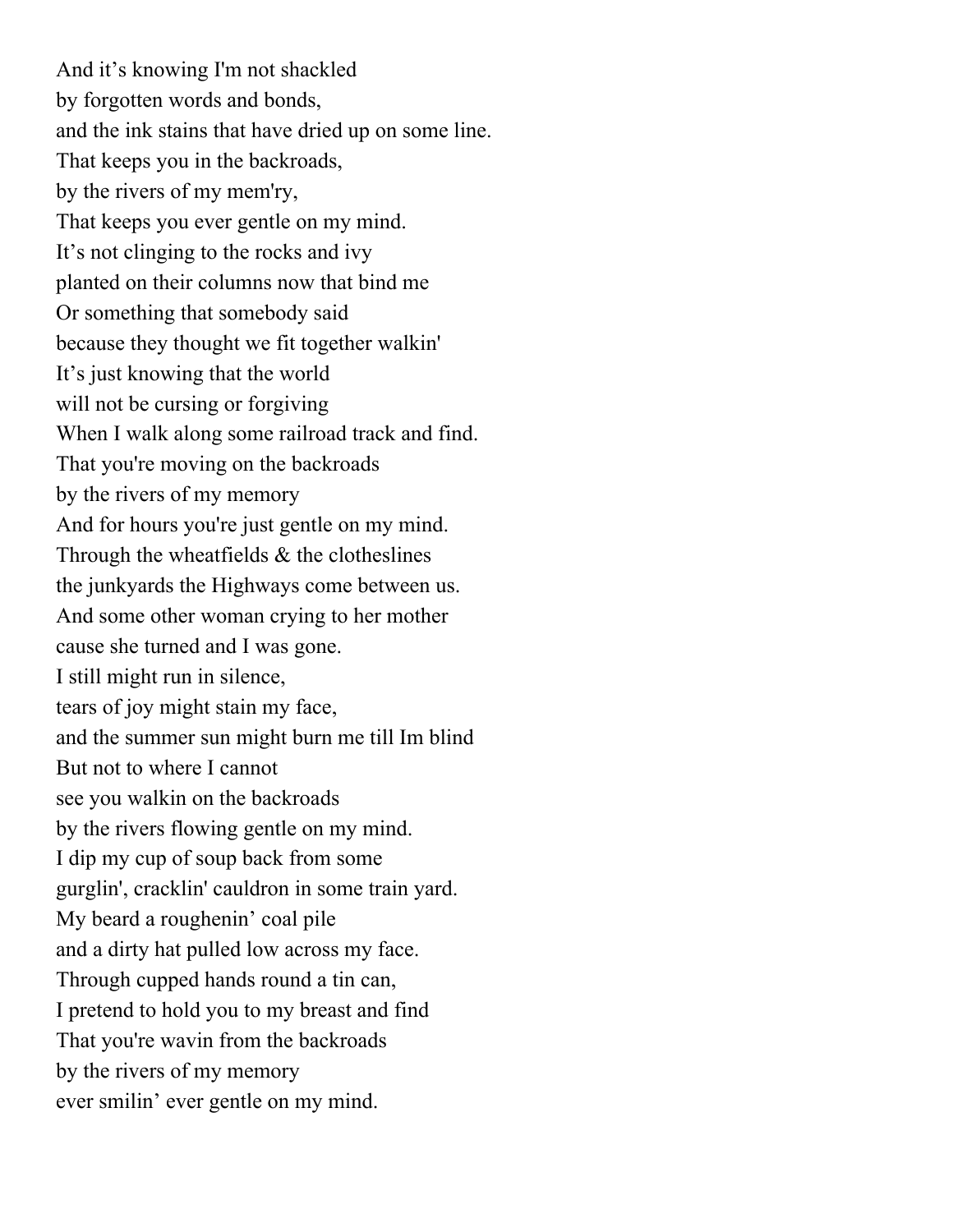And it's knowing I'm not shackled
by forgotten words and bonds,
and the ink stains that have dried up on some line.
That keeps you in the backroads,
by the rivers of my mem'ry,
That keeps you ever gentle on my mind.
It's not clinging to the rocks and ivy
planted on their columns now that bind me
Or something that somebody said
because they thought we fit together walkin'
It's just knowing that the world
will not be cursing or forgiving
When I walk along some railroad track and find.
That you're moving on the backroads
by the rivers of my memory
And for hours you're just gentle on my mind.
Through the wheatfields & the clotheslines
the junkyards the Highways come between us.
And some other woman crying to her mother
cause she turned and I was gone.
I still might run in silence,
tears of joy might stain my face,
and the summer sun might burn me till Im blind
But not to where I cannot
see you walkin on the backroads
by the rivers flowing gentle on my mind.
I dip my cup of soup back from some
gurglin', cracklin' cauldron in some train yard.
My beard a roughenin' coal pile
and a dirty hat pulled low across my face.
Through cupped hands round a tin can,
I pretend to hold you to my breast and find
That you're wavin from the backroads
by the rivers of my memory
ever smilin' ever gentle on my mind.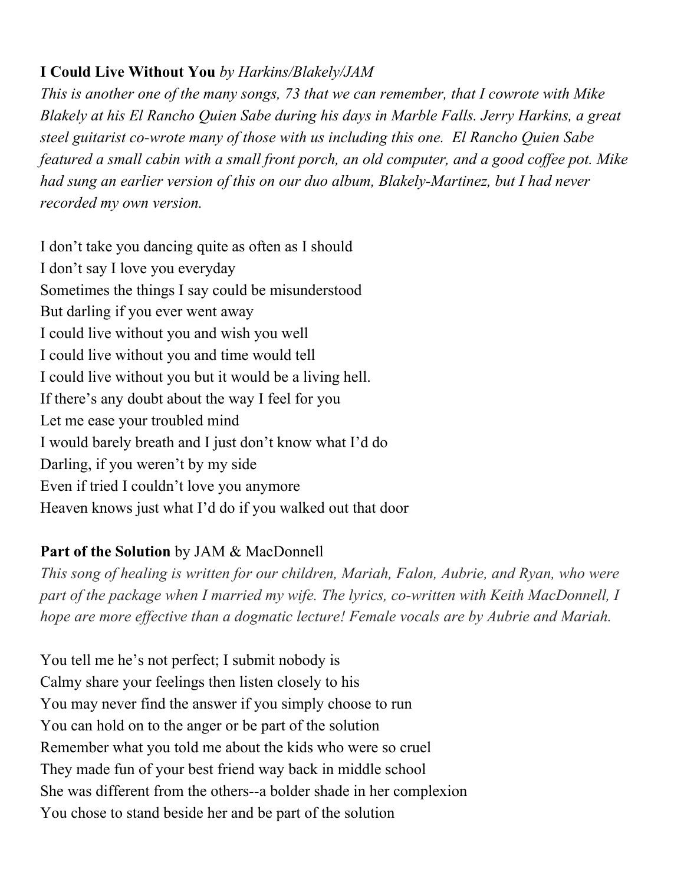**I Could Live Without You** *by Harkins/Blakely/JAM*

*This is another one of the many songs, 73 that we can remember, that I cowrote with Mike Blakely at his El Rancho Quien Sabe during his days in Marble Falls. Jerry Harkins, a great steel guitarist co-wrote many of those with us including this one. El Rancho Quien Sabe featured a small cabin with a small front porch, an old computer, and a good coffee pot. Mike had sung an earlier version of this on our duo album, Blakely-Martinez, but I had never recorded my own version.*

I don't take you dancing quite as often as I should
I don't say I love you everyday
Sometimes the things I say could be misunderstood
But darling if you ever went away
I could live without you and wish you well
I could live without you and time would tell
I could live without you but it would be a living hell.
If there's any doubt about the way I feel for you
Let me ease your troubled mind
I would barely breath and I just don't know what I'd do
Darling, if you weren't by my side
Even if tried I couldn't love you anymore
Heaven knows just what I'd do if you walked out that door

**Part of the Solution** by JAM & MacDonnell

*This song of healing is written for our children, Mariah, Falon, Aubrie, and Ryan, who were part of the package when I married my wife. The lyrics, co-written with Keith MacDonnell, I hope are more effective than a dogmatic lecture! Female vocals are by Aubrie and Mariah.*

You tell me he's not perfect; I submit nobody is
Calmy share your feelings then listen closely to his
You may never find the answer if you simply choose to run
You can hold on to the anger or be part of the solution
Remember what you told me about the kids who were so cruel
They made fun of your best friend way back in middle school
She was different from the others--a bolder shade in her complexion
You chose to stand beside her and be part of the solution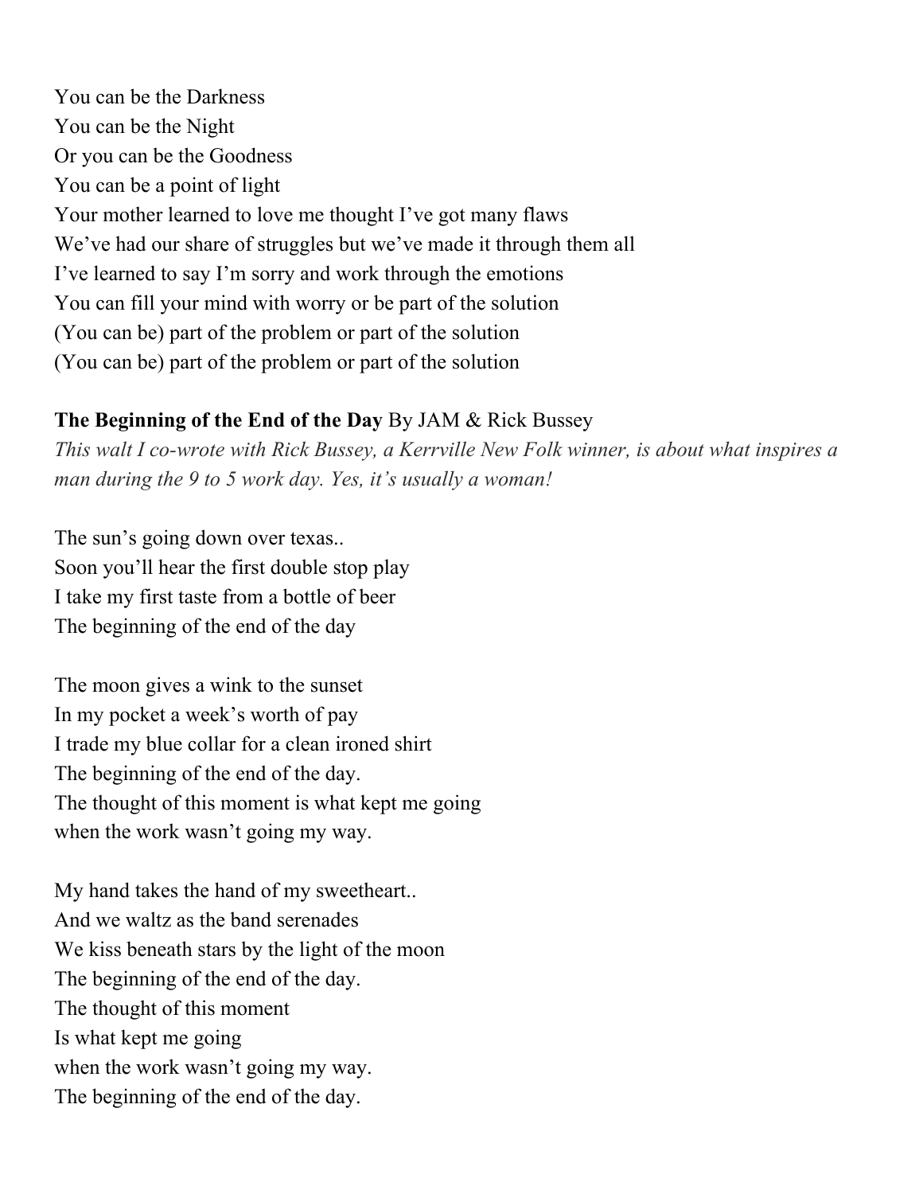You can be the Darkness  
You can be the Night  
Or you can be the Goodness  
You can be a point of light  
Your mother learned to love me thought I've got many flaws  
We've had our share of struggles but we've made it through them all  
I've learned to say I'm sorry and work through the emotions  
You can fill your mind with worry or be part of the solution  
(You can be) part of the problem or part of the solution  
(You can be) part of the problem or part of the solution

**The Beginning of the End of the Day** By JAM & Rick Bussey

*This walt I co-wrote with Rick Bussey, a Kerrville New Folk winner, is about what inspires a man during the 9 to 5 work day. Yes, it's usually a woman!*

The sun's going down over texas..  
Soon you'll hear the first double stop play  
I take my first taste from a bottle of beer  
The beginning of the end of the day

The moon gives a wink to the sunset  
In my pocket a week's worth of pay  
I trade my blue collar for a clean ironed shirt  
The beginning of the end of the day.  
The thought of this moment is what kept me going  
when the work wasn't going my way.

My hand takes the hand of my sweetheart..  
And we waltz as the band serenades  
We kiss beneath stars by the light of the moon  
The beginning of the end of the day.  
The thought of this moment  
Is what kept me going  
when the work wasn't going my way.  
The beginning of the end of the day.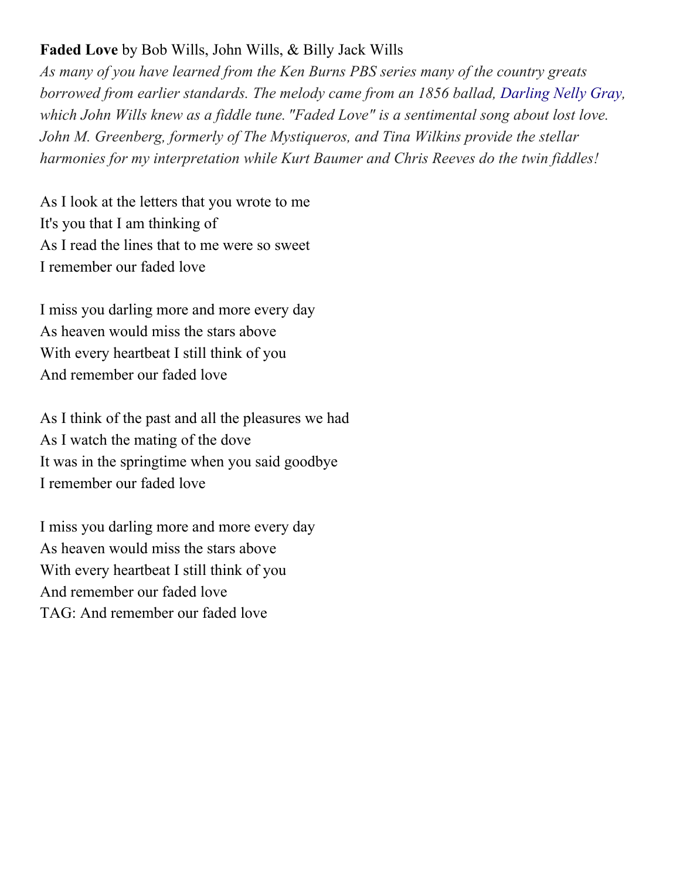**Faded Love** by Bob Wills, John Wills, & Billy Jack Wills

*As many of you have learned from the Ken Burns PBS series many of the country greats borrowed from earlier standards. The melody came from an 1856 ballad, Darling Nelly Gray, which John Wills knew as a fiddle tune. "Faded Love" is a sentimental song about lost love. John M. Greenberg, formerly of The Mystiqueros, and Tina Wilkins provide the stellar harmonies for my interpretation while Kurt Baumer and Chris Reeves do the twin fiddles!*

As I look at the letters that you wrote to me
It's you that I am thinking of
As I read the lines that to me were so sweet
I remember our faded love

I miss you darling more and more every day
As heaven would miss the stars above
With every heartbeat I still think of you
And remember our faded love

As I think of the past and all the pleasures we had
As I watch the mating of the dove
It was in the springtime when you said goodbye
I remember our faded love

I miss you darling more and more every day
As heaven would miss the stars above
With every heartbeat I still think of you
And remember our faded love
TAG: And remember our faded love